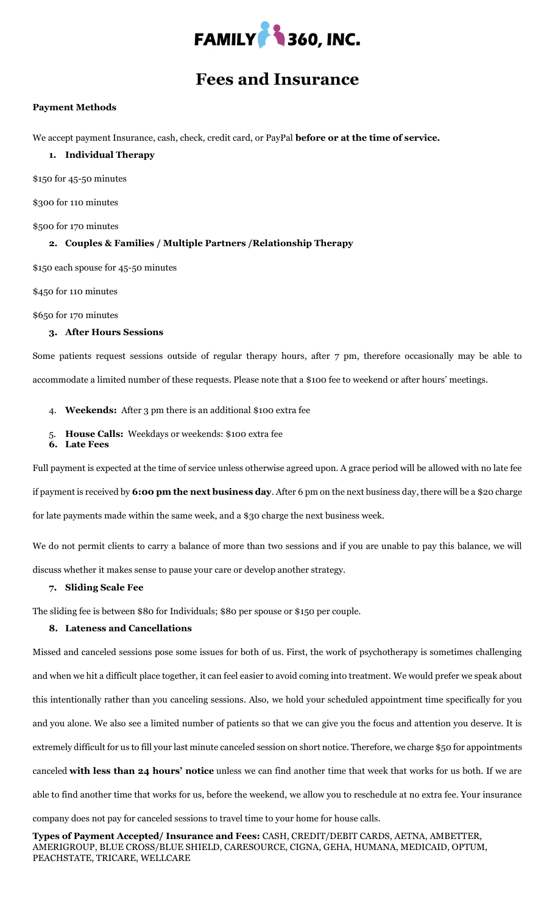# FAMILY 360, INC.

# Fees and Insurance

**Payment Methods**

We accept payment Insurance, cash, check, credit card, or PayPal **before or at the time of service.**

1. **Individual Therapy**

$150 for 45-50 minutes

$300 for 110 minutes

$500 for 170 minutes

2. **Couples & Families / Multiple Partners /Relationship Therapy**

$150 each spouse for 45-50 minutes

$450 for 110 minutes

$650 for 170 minutes

3. **After Hours Sessions**

Some patients request sessions outside of regular therapy hours, after 7 pm, therefore occasionally may be able to accommodate a limited number of these requests. Please note that a $100 fee to weekend or after hours' meetings.

4. **Weekends:** After 3 pm there is an additional $100 extra fee
5. **House Calls:** Weekdays or weekends: $100 extra fee
6. **Late Fees**

Full payment is expected at the time of service unless otherwise agreed upon. A grace period will be allowed with no late fee if payment is received by **6:00 pm the next business day**. After 6 pm on the next business day, there will be a $20 charge for late payments made within the same week, and a $30 charge the next business week.

We do not permit clients to carry a balance of more than two sessions and if you are unable to pay this balance, we will discuss whether it makes sense to pause your care or develop another strategy.

7. **Sliding Scale Fee**

The sliding fee is between $80 for Individuals; $80 per spouse or $150 per couple.

8. **Lateness and Cancellations**

Missed and canceled sessions pose some issues for both of us. First, the work of psychotherapy is sometimes challenging and when we hit a difficult place together, it can feel easier to avoid coming into treatment. We would prefer we speak about this intentionally rather than you canceling sessions. Also, we hold your scheduled appointment time specifically for you and you alone. We also see a limited number of patients so that we can give you the focus and attention you deserve. It is extremely difficult for us to fill your last minute canceled session on short notice. Therefore, we charge $50 for appointments canceled **with less than 24 hours' notice** unless we can find another time that week that works for us both. If we are able to find another time that works for us, before the weekend, we allow you to reschedule at no extra fee. Your insurance company does not pay for canceled sessions to travel time to your home for house calls.

**Types of Payment Accepted/ Insurance and Fees:** CASH, CREDIT/DEBIT CARDS, AETNA, AMBETTER, AMERIGROUP, BLUE CROSS/BLUE SHIELD, CARESOURCE, CIGNA, GEHA, HUMANA, MEDICAID, OPTUM, PEACHSTATE, TRICARE, WELLCARE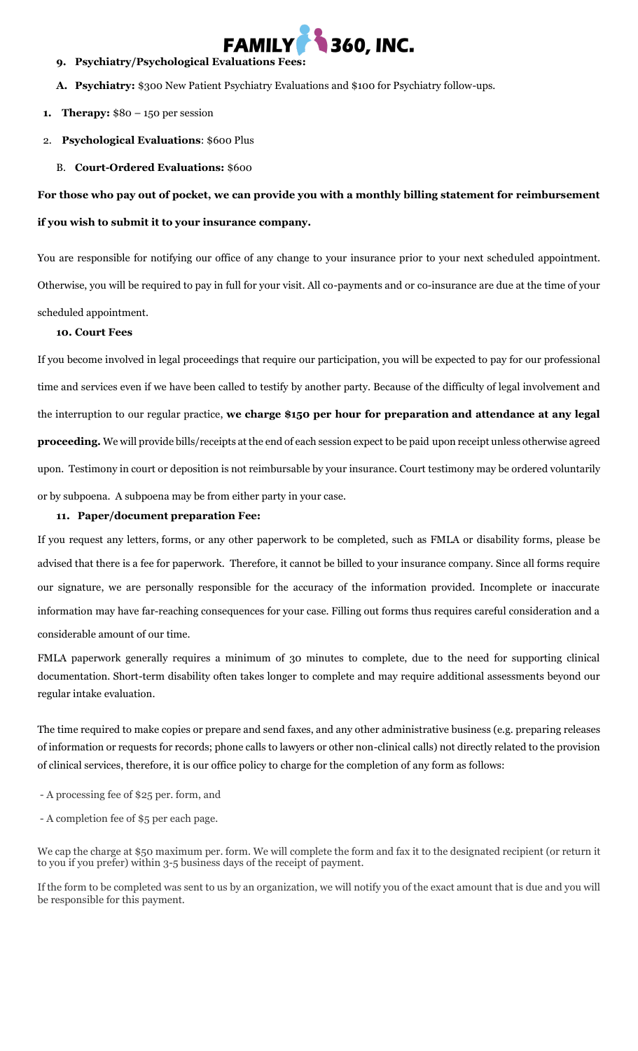**9. Psychiatry/Psychological Evaluations Fees:**

**A. Psychiatry:** $300 New Patient Psychiatry Evaluations and $100 for Psychiatry follow-ups.

**1. Therapy:** $80 – 150 per session

2. **Psychological Evaluations**: $600 Plus

B. **Court-Ordered Evaluations:** $600

**For those who pay out of pocket, we can provide you with a monthly billing statement for reimbursement if you wish to submit it to your insurance company.**

You are responsible for notifying our office of any change to your insurance prior to your next scheduled appointment. Otherwise, you will be required to pay in full for your visit. All co-payments and or co-insurance are due at the time of your scheduled appointment.

**10. Court Fees**

If you become involved in legal proceedings that require our participation, you will be expected to pay for our professional time and services even if we have been called to testify by another party. Because of the difficulty of legal involvement and the interruption to our regular practice, **we charge $150 per hour for preparation and attendance at any legal proceeding.** We will provide bills/receipts at the end of each session expect to be paid upon receipt unless otherwise agreed upon. Testimony in court or deposition is not reimbursable by your insurance. Court testimony may be ordered voluntarily or by subpoena. A subpoena may be from either party in your case.

**11. Paper/document preparation Fee:**

If you request any letters, forms, or any other paperwork to be completed, such as FMLA or disability forms, please be advised that there is a fee for paperwork. Therefore, it cannot be billed to your insurance company. Since all forms require our signature, we are personally responsible for the accuracy of the information provided. Incomplete or inaccurate information may have far-reaching consequences for your case. Filling out forms thus requires careful consideration and a considerable amount of our time.

FMLA paperwork generally requires a minimum of 30 minutes to complete, due to the need for supporting clinical documentation. Short-term disability often takes longer to complete and may require additional assessments beyond our regular intake evaluation.

The time required to make copies or prepare and send faxes, and any other administrative business (e.g. preparing releases of information or requests for records; phone calls to lawyers or other non-clinical calls) not directly related to the provision of clinical services, therefore, it is our office policy to charge for the completion of any form as follows:

- A processing fee of $25 per. form, and
- A completion fee of $5 per each page.

We cap the charge at $50 maximum per. form. We will complete the form and fax it to the designated recipient (or return it to you if you prefer) within 3-5 business days of the receipt of payment.

If the form to be completed was sent to us by an organization, we will notify you of the exact amount that is due and you will be responsible for this payment.